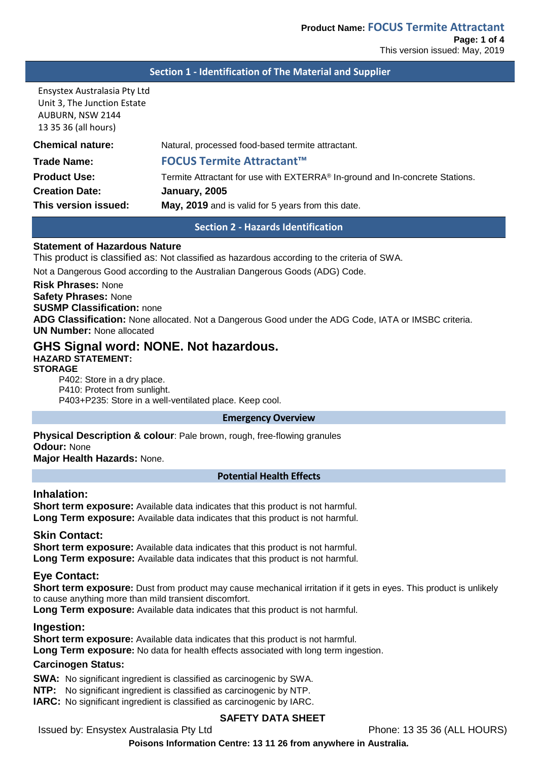## Section 1 - Identification of The Material and Supplier

Ensystex Australasia Pty Ltd
Unit 3, The Junction Estate
AUBURN, NSW 2144
13 35 36 (all hours)

| | |
|---|---|
| **Chemical nature:** | Natural, processed food-based termite attractant. |
| **Trade Name:** | **FOCUS Termite Attractant™** |
| **Product Use:** | Termite Attractant for use with EXTERRA® In-ground and In-concrete Stations. |
| **Creation Date:** | **January, 2005** |
| **This version issued:** | **May, 2019** and is valid for 5 years from this date. |

## Section 2 - Hazards Identification

**Statement of Hazardous Nature**

This product is classified as: Not classified as hazardous according to the criteria of SWA.

Not a Dangerous Good according to the Australian Dangerous Goods (ADG) Code.

**Risk Phrases:** None
**Safety Phrases:** None
**SUSMP Classification:** none
**ADG Classification:** None allocated. Not a Dangerous Good under the ADG Code, IATA or IMSBC criteria.
**UN Number:** None allocated

## GHS Signal word: NONE. Not hazardous.

**HAZARD STATEMENT:**
**STORAGE**

P402: Store in a dry place.
P410: Protect from sunlight.
P403+P235: Store in a well-ventilated place. Keep cool.

### Emergency Overview

**Physical Description & colour**: Pale brown, rough, free-flowing granules
**Odour:** None
**Major Health Hazards:** None.

### Potential Health Effects

**Inhalation:**
**Short term exposure:** Available data indicates that this product is not harmful.
**Long Term exposure:** Available data indicates that this product is not harmful.

**Skin Contact:**
**Short term exposure:** Available data indicates that this product is not harmful.
**Long Term exposure:** Available data indicates that this product is not harmful.

**Eye Contact:**
**Short term exposure:** Dust from product may cause mechanical irritation if it gets in eyes. This product is unlikely to cause anything more than mild transient discomfort.
**Long Term exposure:** Available data indicates that this product is not harmful.

**Ingestion:**
**Short term exposure:** Available data indicates that this product is not harmful.
**Long Term exposure:** No data for health effects associated with long term ingestion.

**Carcinogen Status:**

**SWA:** No significant ingredient is classified as carcinogenic by SWA.
**NTP:** No significant ingredient is classified as carcinogenic by NTP.
**IARC:** No significant ingredient is classified as carcinogenic by IARC.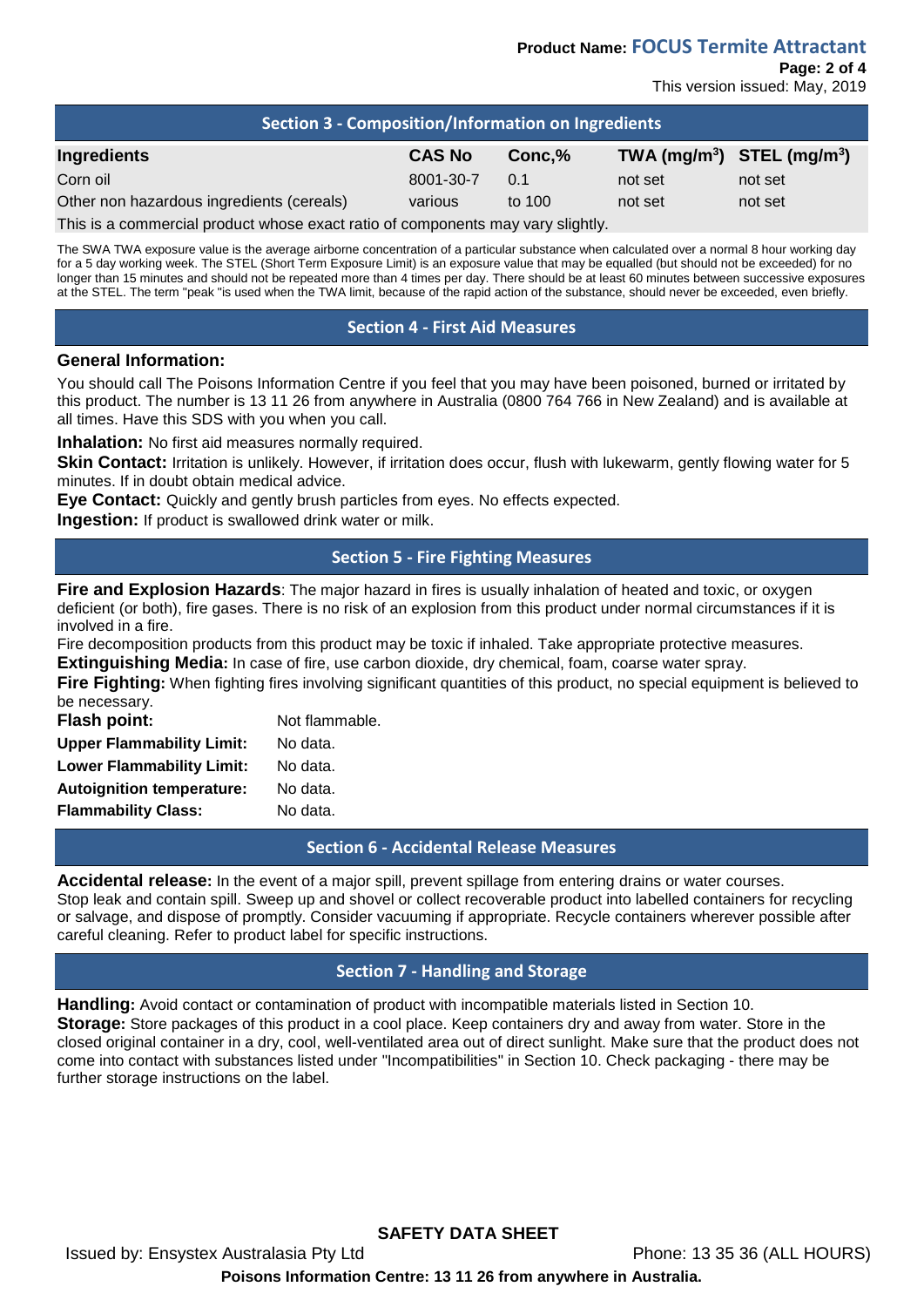## Section 3 - Composition/Information on Ingredients

| Ingredients | CAS No | Conc,% | TWA ($mg/m^3$) | STEL ($mg/m^3$) |
|---|---|---|---|---|
| Corn oil | 8001-30-7 | 0.1 | not set | not set |
| Other non hazardous ingredients (cereals) | various | to 100 | not set | not set |

This is a commercial product whose exact ratio of components may vary slightly.

The SWA TWA exposure value is the average airborne concentration of a particular substance when calculated over a normal 8 hour working day for a 5 day working week. The STEL (Short Term Exposure Limit) is an exposure value that may be equalled (but should not be exceeded) for no longer than 15 minutes and should not be repeated more than 4 times per day. There should be at least 60 minutes between successive exposures at the STEL. The term "peak "is used when the TWA limit, because of the rapid action of the substance, should never be exceeded, even briefly.

## Section 4 - First Aid Measures

**General Information:**

You should call The Poisons Information Centre if you feel that you may have been poisoned, burned or irritated by this product. The number is 13 11 26 from anywhere in Australia (0800 764 766 in New Zealand) and is available at all times. Have this SDS with you when you call.

**Inhalation:** No first aid measures normally required.

**Skin Contact:** Irritation is unlikely. However, if irritation does occur, flush with lukewarm, gently flowing water for 5 minutes. If in doubt obtain medical advice.

**Eye Contact:** Quickly and gently brush particles from eyes. No effects expected.

**Ingestion:** If product is swallowed drink water or milk.

## Section 5 - Fire Fighting Measures

**Fire and Explosion Hazards**: The major hazard in fires is usually inhalation of heated and toxic, or oxygen deficient (or both), fire gases. There is no risk of an explosion from this product under normal circumstances if it is involved in a fire.

Fire decomposition products from this product may be toxic if inhaled. Take appropriate protective measures.

**Extinguishing Media:** In case of fire, use carbon dioxide, dry chemical, foam, coarse water spray.

**Fire Fighting:** When fighting fires involving significant quantities of this product, no special equipment is believed to be necessary.

**Flash point:** Not flammable.

**Upper Flammability Limit:** No data.

**Lower Flammability Limit:** No data.

**Autoignition temperature:** No data.

**Flammability Class:** No data.

## Section 6 - Accidental Release Measures

**Accidental release:** In the event of a major spill, prevent spillage from entering drains or water courses. Stop leak and contain spill. Sweep up and shovel or collect recoverable product into labelled containers for recycling or salvage, and dispose of promptly. Consider vacuuming if appropriate. Recycle containers wherever possible after careful cleaning. Refer to product label for specific instructions.

## Section 7 - Handling and Storage

**Handling:** Avoid contact or contamination of product with incompatible materials listed in Section 10.

**Storage:** Store packages of this product in a cool place. Keep containers dry and away from water. Store in the closed original container in a dry, cool, well-ventilated area out of direct sunlight. Make sure that the product does not come into contact with substances listed under "Incompatibilities" in Section 10. Check packaging - there may be further storage instructions on the label.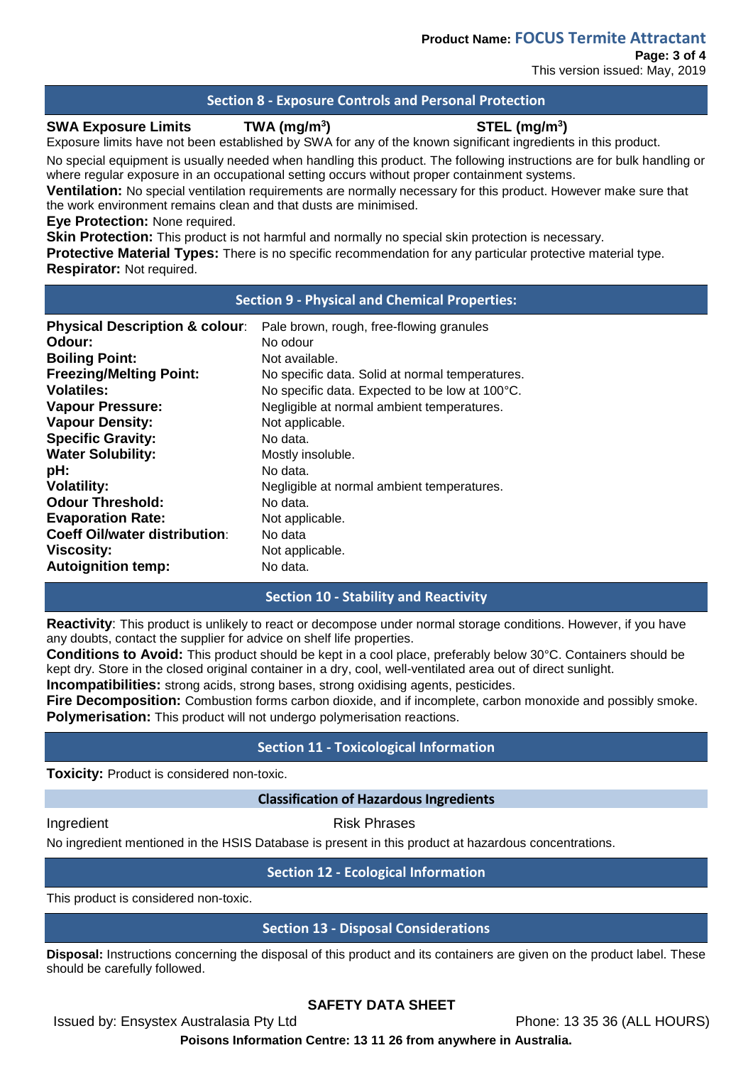## Section 8 - Exposure Controls and Personal Protection

| SWA Exposure Limits | TWA ($mg/m^3$) | STEL ($mg/m^3$) |
|---|---|---|

Exposure limits have not been established by SWA for any of the known significant ingredients in this product.

No special equipment is usually needed when handling this product. The following instructions are for bulk handling or where regular exposure in an occupational setting occurs without proper containment systems.

**Ventilation:** No special ventilation requirements are normally necessary for this product. However make sure that the work environment remains clean and that dusts are minimised.

**Eye Protection:** None required.

**Skin Protection:** This product is not harmful and normally no special skin protection is necessary.

**Protective Material Types:** There is no specific recommendation for any particular protective material type.

**Respirator:** Not required.

## Section 9 - Physical and Chemical Properties:

| | |
|---|---|
| **Physical Description & colour**: | Pale brown, rough, free-flowing granules |
| **Odour:** | No odour |
| **Boiling Point:** | Not available. |
| **Freezing/Melting Point:** | No specific data. Solid at normal temperatures. |
| **Volatiles:** | No specific data. Expected to be low at 100°C. |
| **Vapour Pressure:** | Negligible at normal ambient temperatures. |
| **Vapour Density:** | Not applicable. |
| **Specific Gravity:** | No data. |
| **Water Solubility:** | Mostly insoluble. |
| **pH:** | No data. |
| **Volatility:** | Negligible at normal ambient temperatures. |
| **Odour Threshold:** | No data. |
| **Evaporation Rate:** | Not applicable. |
| **Coeff Oil/water distribution**: | No data |
| **Viscosity:** | Not applicable. |
| **Autoignition temp:** | No data. |

## Section 10 - Stability and Reactivity

**Reactivity**: This product is unlikely to react or decompose under normal storage conditions. However, if you have any doubts, contact the supplier for advice on shelf life properties.

**Conditions to Avoid:** This product should be kept in a cool place, preferably below 30°C. Containers should be kept dry. Store in the closed original container in a dry, cool, well-ventilated area out of direct sunlight.

**Incompatibilities:** strong acids, strong bases, strong oxidising agents, pesticides.

**Fire Decomposition:** Combustion forms carbon dioxide, and if incomplete, carbon monoxide and possibly smoke.

**Polymerisation:** This product will not undergo polymerisation reactions.

## Section 11 - Toxicological Information

**Toxicity:** Product is considered non-toxic.

### Classification of Hazardous Ingredients

| Ingredient | Risk Phrases |
|---|---|

No ingredient mentioned in the HSIS Database is present in this product at hazardous concentrations.

## Section 12 - Ecological Information

This product is considered non-toxic.

## Section 13 - Disposal Considerations

**Disposal:** Instructions concerning the disposal of this product and its containers are given on the product label. These should be carefully followed.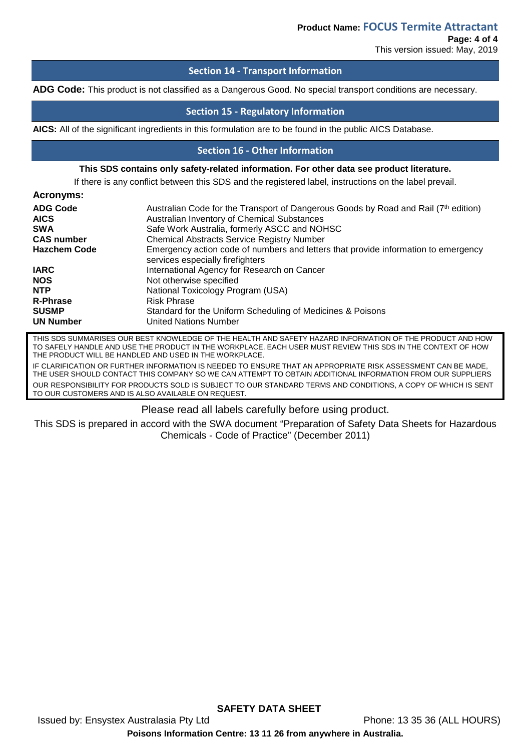## Section 14 - Transport Information

**ADG Code:** This product is not classified as a Dangerous Good. No special transport conditions are necessary.

## Section 15 - Regulatory Information

**AICS:** All of the significant ingredients in this formulation are to be found in the public AICS Database.

## Section 16 - Other Information

**This SDS contains only safety-related information. For other data see product literature.**

If there is any conflict between this SDS and the registered label, instructions on the label prevail.

**Acronyms:**

| | |
|---|---|
| **ADG Code** | Australian Code for the Transport of Dangerous Goods by Road and Rail (7th edition) |
| **AICS** | Australian Inventory of Chemical Substances |
| **SWA** | Safe Work Australia, formerly ASCC and NOHSC |
| **CAS number** | Chemical Abstracts Service Registry Number |
| **Hazchem Code** | Emergency action code of numbers and letters that provide information to emergency services especially firefighters |
| **IARC** | International Agency for Research on Cancer |
| **NOS** | Not otherwise specified |
| **NTP** | National Toxicology Program (USA) |
| **R-Phrase** | Risk Phrase |
| **SUSMP** | Standard for the Uniform Scheduling of Medicines & Poisons |
| **UN Number** | United Nations Number |

THIS SDS SUMMARISES OUR BEST KNOWLEDGE OF THE HEALTH AND SAFETY HAZARD INFORMATION OF THE PRODUCT AND HOW TO SAFELY HANDLE AND USE THE PRODUCT IN THE WORKPLACE. EACH USER MUST REVIEW THIS SDS IN THE CONTEXT OF HOW THE PRODUCT WILL BE HANDLED AND USED IN THE WORKPLACE.

IF CLARIFICATION OR FURTHER INFORMATION IS NEEDED TO ENSURE THAT AN APPROPRIATE RISK ASSESSMENT CAN BE MADE, THE USER SHOULD CONTACT THIS COMPANY SO WE CAN ATTEMPT TO OBTAIN ADDITIONAL INFORMATION FROM OUR SUPPLIERS

OUR RESPONSIBILITY FOR PRODUCTS SOLD IS SUBJECT TO OUR STANDARD TERMS AND CONDITIONS, A COPY OF WHICH IS SENT TO OUR CUSTOMERS AND IS ALSO AVAILABLE ON REQUEST.

Please read all labels carefully before using product.

This SDS is prepared in accord with the SWA document "Preparation of Safety Data Sheets for Hazardous Chemicals - Code of Practice" (December 2011)